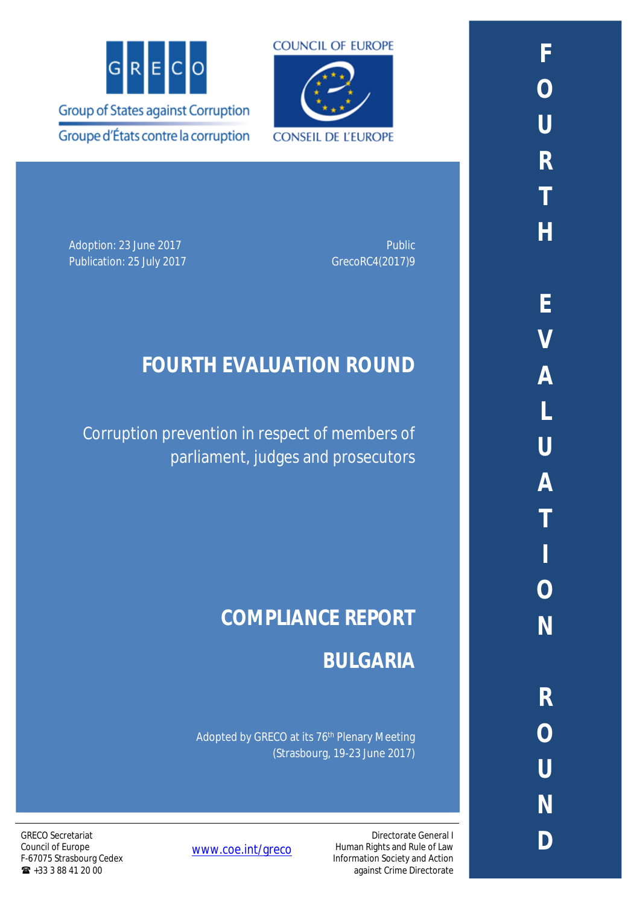GRECO

Group of States against Corruption

Groupe d'États contre la corruption

COUNCIL OF EUROPE

CONSEIL DE L'EUROPE

Adoption: 23 June 2017
Publication: 25 July 2017

Public
GrecoRC4(2017)9

# FOURTH EVALUATION ROUND

Corruption prevention in respect of members of parliament, judges and prosecutors

# COMPLIANCE REPORT

# BULGARIA

Adopted by GRECO at its 76th Plenary Meeting (Strasbourg, 19-23 June 2017)

FOURTH EVALUATION ROUND

GRECO Secretariat
Council of Europe
F-67075 Strasbourg Cedex
☎ +33 3 88 41 20 00

www.coe.int/greco

Directorate General I
Human Rights and Rule of Law
Information Society and Action against Crime Directorate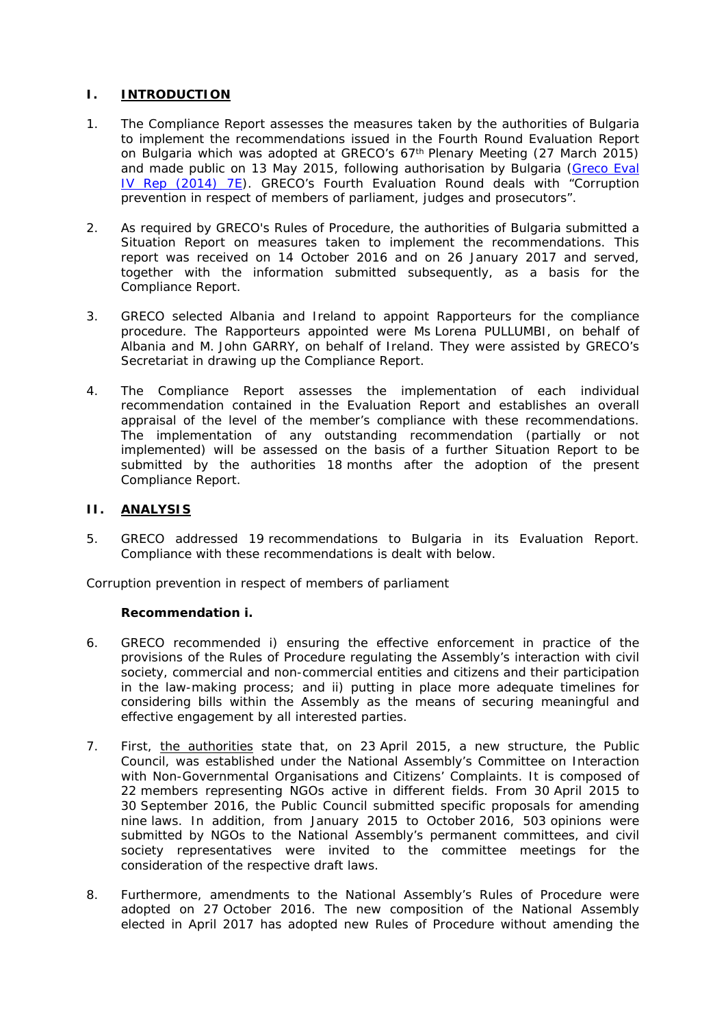## I. INTRODUCTION

1. The Compliance Report assesses the measures taken by the authorities of Bulgaria to implement the recommendations issued in the Fourth Round Evaluation Report on Bulgaria which was adopted at GRECO's 67th Plenary Meeting (27 March 2015) and made public on 13 May 2015, following authorisation by Bulgaria (Greco Eval IV Rep (2014) 7E). GRECO's Fourth Evaluation Round deals with "Corruption prevention in respect of members of parliament, judges and prosecutors".

2. As required by GRECO's Rules of Procedure, the authorities of Bulgaria submitted a Situation Report on measures taken to implement the recommendations. This report was received on 14 October 2016 and on 26 January 2017 and served, together with the information submitted subsequently, as a basis for the Compliance Report.

3. GRECO selected Albania and Ireland to appoint Rapporteurs for the compliance procedure. The Rapporteurs appointed were Ms Lorena PULLUMBI, on behalf of Albania and M. John GARRY, on behalf of Ireland. They were assisted by GRECO's Secretariat in drawing up the Compliance Report.

4. The Compliance Report assesses the implementation of each individual recommendation contained in the Evaluation Report and establishes an overall appraisal of the level of the member's compliance with these recommendations. The implementation of any outstanding recommendation (partially or not implemented) will be assessed on the basis of a further Situation Report to be submitted by the authorities 18 months after the adoption of the present Compliance Report.

## II. ANALYSIS

5. GRECO addressed 19 recommendations to Bulgaria in its Evaluation Report. Compliance with these recommendations is dealt with below.

Corruption prevention in respect of members of parliament

**Recommendation i.**

6. GRECO recommended i) ensuring the effective enforcement in practice of the provisions of the Rules of Procedure regulating the Assembly's interaction with civil society, commercial and non-commercial entities and citizens and their participation in the law-making process; and ii) putting in place more adequate timelines for considering bills within the Assembly as the means of securing meaningful and effective engagement by all interested parties.

7. First, the authorities state that, on 23 April 2015, a new structure, the Public Council, was established under the National Assembly's Committee on Interaction with Non-Governmental Organisations and Citizens' Complaints. It is composed of 22 members representing NGOs active in different fields. From 30 April 2015 to 30 September 2016, the Public Council submitted specific proposals for amending nine laws. In addition, from January 2015 to October 2016, 503 opinions were submitted by NGOs to the National Assembly's permanent committees, and civil society representatives were invited to the committee meetings for the consideration of the respective draft laws.

8. Furthermore, amendments to the National Assembly's Rules of Procedure were adopted on 27 October 2016. The new composition of the National Assembly elected in April 2017 has adopted new Rules of Procedure without amending the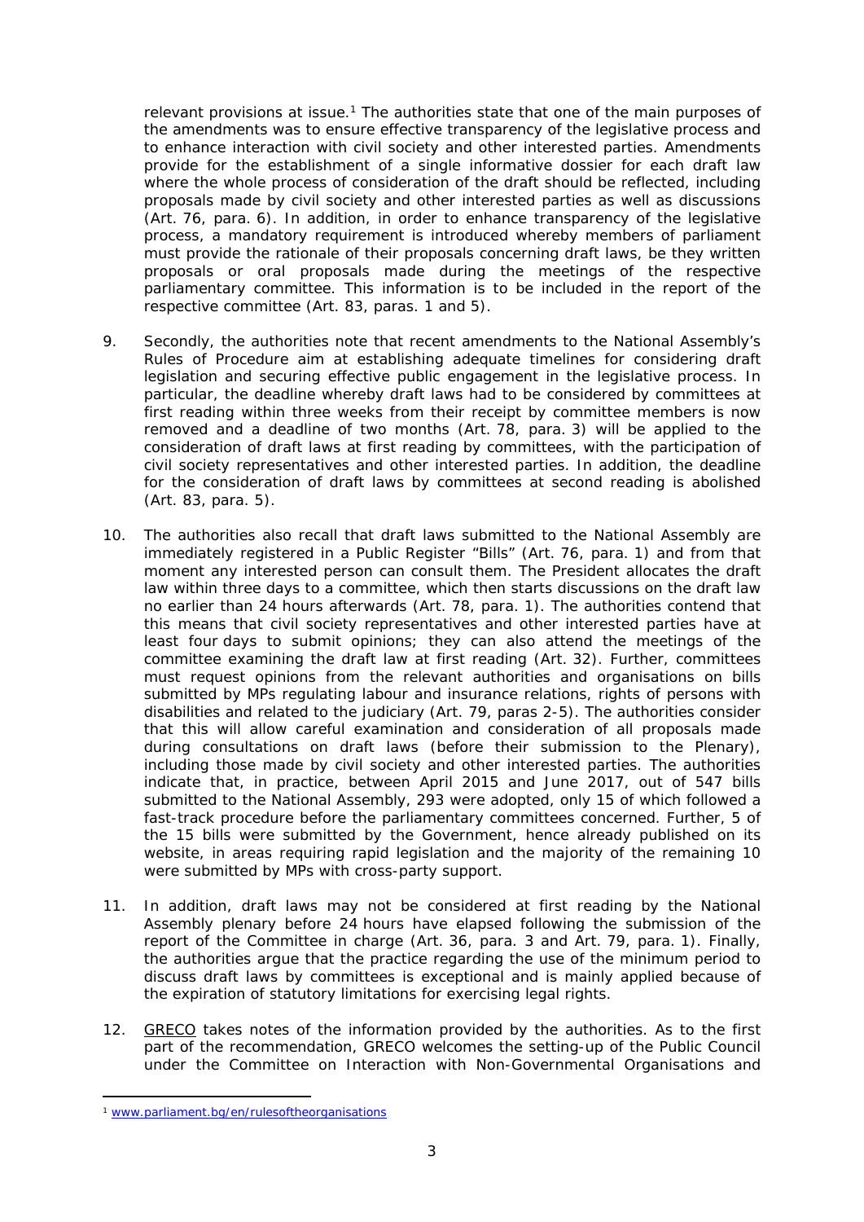relevant provisions at issue.[1] The authorities state that one of the main purposes of the amendments was to ensure effective transparency of the legislative process and to enhance interaction with civil society and other interested parties. Amendments provide for the establishment of a single informative dossier for each draft law where the whole process of consideration of the draft should be reflected, including proposals made by civil society and other interested parties as well as discussions (Art. 76, para. 6). In addition, in order to enhance transparency of the legislative process, a mandatory requirement is introduced whereby members of parliament must provide the rationale of their proposals concerning draft laws, be they written proposals or oral proposals made during the meetings of the respective parliamentary committee. This information is to be included in the report of the respective committee (Art. 83, paras. 1 and 5).

9. Secondly, the authorities note that recent amendments to the National Assembly's Rules of Procedure aim at establishing adequate timelines for considering draft legislation and securing effective public engagement in the legislative process. In particular, the deadline whereby draft laws had to be considered by committees at first reading within three weeks from their receipt by committee members is now removed and a deadline of two months (Art. 78, para. 3) will be applied to the consideration of draft laws at first reading by committees, with the participation of civil society representatives and other interested parties. In addition, the deadline for the consideration of draft laws by committees at second reading is abolished (Art. 83, para. 5).

10. The authorities also recall that draft laws submitted to the National Assembly are immediately registered in a Public Register "Bills" (Art. 76, para. 1) and from that moment any interested person can consult them. The President allocates the draft law within three days to a committee, which then starts discussions on the draft law no earlier than 24 hours afterwards (Art. 78, para. 1). The authorities contend that this means that civil society representatives and other interested parties have at least four days to submit opinions; they can also attend the meetings of the committee examining the draft law at first reading (Art. 32). Further, committees must request opinions from the relevant authorities and organisations on bills submitted by MPs regulating labour and insurance relations, rights of persons with disabilities and related to the judiciary (Art. 79, paras 2-5). The authorities consider that this will allow careful examination and consideration of all proposals made during consultations on draft laws (before their submission to the Plenary), including those made by civil society and other interested parties. The authorities indicate that, in practice, between April 2015 and June 2017, out of 547 bills submitted to the National Assembly, 293 were adopted, only 15 of which followed a fast-track procedure before the parliamentary committees concerned. Further, 5 of the 15 bills were submitted by the Government, hence already published on its website, in areas requiring rapid legislation and the majority of the remaining 10 were submitted by MPs with cross-party support.

11. In addition, draft laws may not be considered at first reading by the National Assembly plenary before 24 hours have elapsed following the submission of the report of the Committee in charge (Art. 36, para. 3 and Art. 79, para. 1). Finally, the authorities argue that the practice regarding the use of the minimum period to discuss draft laws by committees is exceptional and is mainly applied because of the expiration of statutory limitations for exercising legal rights.

12. GRECO takes notes of the information provided by the authorities. As to the first part of the recommendation, GRECO welcomes the setting-up of the Public Council under the Committee on Interaction with Non-Governmental Organisations and

---

[1] www.parliament.bg/en/rulesoftheorganisations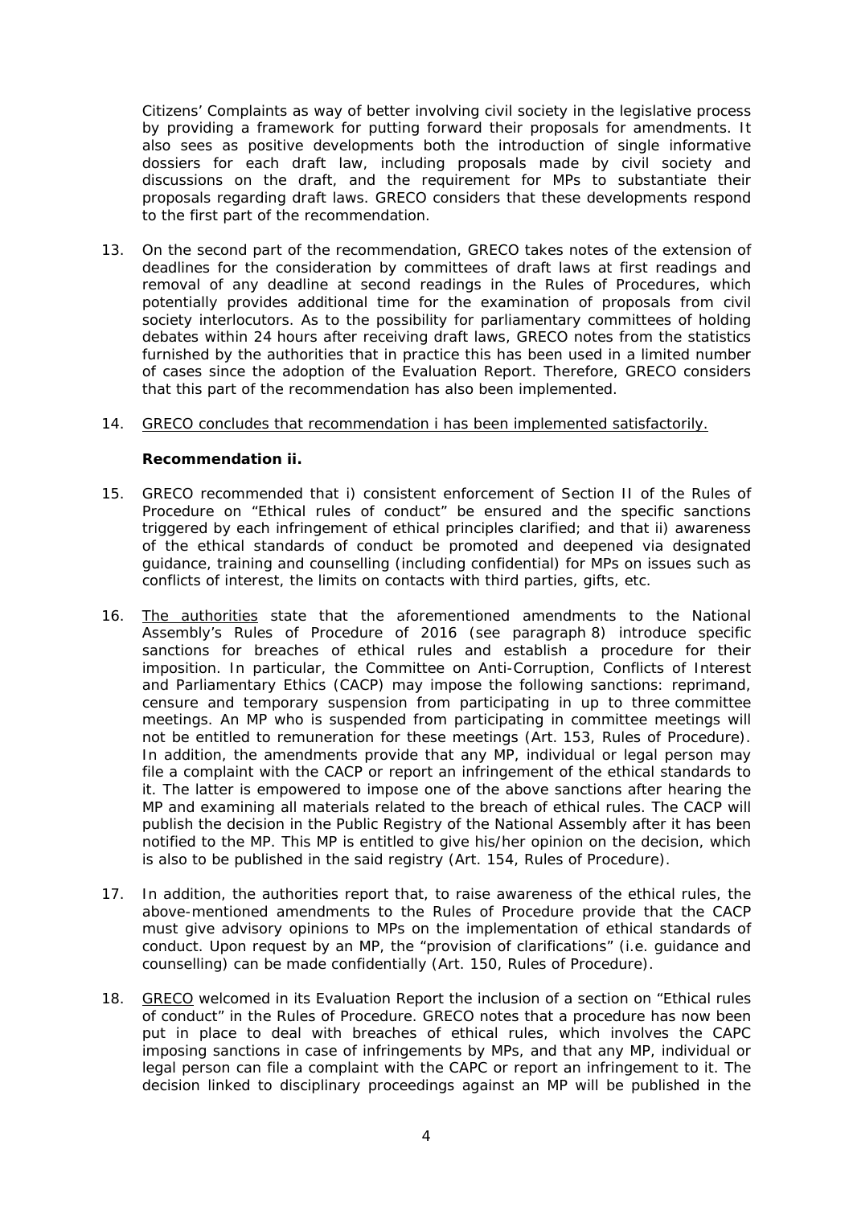Citizens' Complaints as way of better involving civil society in the legislative process by providing a framework for putting forward their proposals for amendments. It also sees as positive developments both the introduction of single informative dossiers for each draft law, including proposals made by civil society and discussions on the draft, and the requirement for MPs to substantiate their proposals regarding draft laws. GRECO considers that these developments respond to the first part of the recommendation.

13. On the second part of the recommendation, GRECO takes notes of the extension of deadlines for the consideration by committees of draft laws at first readings and removal of any deadline at second readings in the Rules of Procedures, which potentially provides additional time for the examination of proposals from civil society interlocutors. As to the possibility for parliamentary committees of holding debates within 24 hours after receiving draft laws, GRECO notes from the statistics furnished by the authorities that in practice this has been used in a limited number of cases since the adoption of the Evaluation Report. Therefore, GRECO considers that this part of the recommendation has also been implemented.

14. GRECO concludes that recommendation i has been implemented satisfactorily.

**Recommendation ii.**

15. GRECO recommended that i) consistent enforcement of Section II of the Rules of Procedure on "Ethical rules of conduct" be ensured and the specific sanctions triggered by each infringement of ethical principles clarified; and that ii) awareness of the ethical standards of conduct be promoted and deepened via designated guidance, training and counselling (including confidential) for MPs on issues such as conflicts of interest, the limits on contacts with third parties, gifts, etc.

16. The authorities state that the aforementioned amendments to the National Assembly's Rules of Procedure of 2016 (see paragraph 8) introduce specific sanctions for breaches of ethical rules and establish a procedure for their imposition. In particular, the Committee on Anti-Corruption, Conflicts of Interest and Parliamentary Ethics (CACP) may impose the following sanctions: reprimand, censure and temporary suspension from participating in up to three committee meetings. An MP who is suspended from participating in committee meetings will not be entitled to remuneration for these meetings (Art. 153, Rules of Procedure). In addition, the amendments provide that any MP, individual or legal person may file a complaint with the CACP or report an infringement of the ethical standards to it. The latter is empowered to impose one of the above sanctions after hearing the MP and examining all materials related to the breach of ethical rules. The CACP will publish the decision in the Public Registry of the National Assembly after it has been notified to the MP. This MP is entitled to give his/her opinion on the decision, which is also to be published in the said registry (Art. 154, Rules of Procedure).

17. In addition, the authorities report that, to raise awareness of the ethical rules, the above-mentioned amendments to the Rules of Procedure provide that the CACP must give advisory opinions to MPs on the implementation of ethical standards of conduct. Upon request by an MP, the "provision of clarifications" (i.e. guidance and counselling) can be made confidentially (Art. 150, Rules of Procedure).

18. GRECO welcomed in its Evaluation Report the inclusion of a section on "Ethical rules of conduct" in the Rules of Procedure. GRECO notes that a procedure has now been put in place to deal with breaches of ethical rules, which involves the CAPC imposing sanctions in case of infringements by MPs, and that any MP, individual or legal person can file a complaint with the CAPC or report an infringement to it. The decision linked to disciplinary proceedings against an MP will be published in the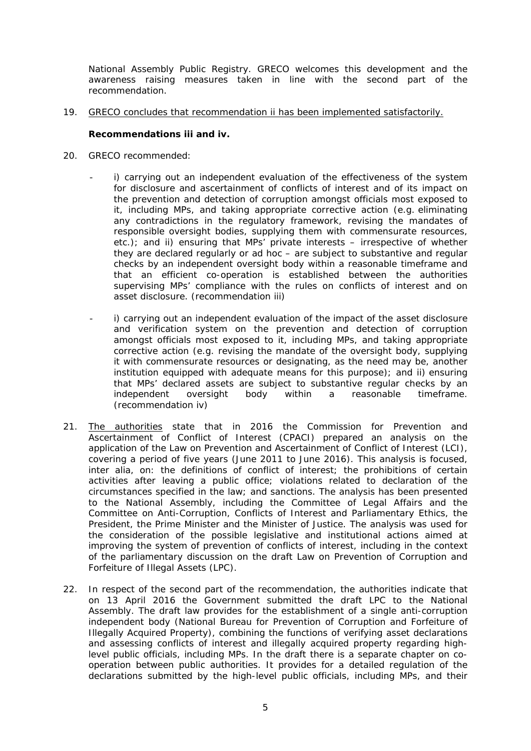National Assembly Public Registry. GRECO welcomes this development and the awareness raising measures taken in line with the second part of the recommendation.

19. GRECO concludes that recommendation ii has been implemented satisfactorily.

**Recommendations iii and iv.**

20. GRECO recommended:

- i) carrying out an independent evaluation of the effectiveness of the system for disclosure and ascertainment of conflicts of interest and of its impact on the prevention and detection of corruption amongst officials most exposed to it, including MPs, and taking appropriate corrective action (e.g. eliminating any contradictions in the regulatory framework, revising the mandates of responsible oversight bodies, supplying them with commensurate resources, etc.); and ii) ensuring that MPs' private interests – irrespective of whether they are declared regularly or ad hoc – are subject to substantive and regular checks by an independent oversight body within a reasonable timeframe and that an efficient co-operation is established between the authorities supervising MPs' compliance with the rules on conflicts of interest and on asset disclosure. (recommendation iii)

- i) carrying out an independent evaluation of the impact of the asset disclosure and verification system on the prevention and detection of corruption amongst officials most exposed to it, including MPs, and taking appropriate corrective action (e.g. revising the mandate of the oversight body, supplying it with commensurate resources or designating, as the need may be, another institution equipped with adequate means for this purpose); and ii) ensuring that MPs' declared assets are subject to substantive regular checks by an independent oversight body within a reasonable timeframe. (recommendation iv)

21. The authorities state that in 2016 the Commission for Prevention and Ascertainment of Conflict of Interest (CPACI) prepared an analysis on the application of the Law on Prevention and Ascertainment of Conflict of Interest (LCI), covering a period of five years (June 2011 to June 2016). This analysis is focused, inter alia, on: the definitions of conflict of interest; the prohibitions of certain activities after leaving a public office; violations related to declaration of the circumstances specified in the law; and sanctions. The analysis has been presented to the National Assembly, including the Committee of Legal Affairs and the Committee on Anti-Corruption, Conflicts of Interest and Parliamentary Ethics, the President, the Prime Minister and the Minister of Justice. The analysis was used for the consideration of the possible legislative and institutional actions aimed at improving the system of prevention of conflicts of interest, including in the context of the parliamentary discussion on the draft Law on Prevention of Corruption and Forfeiture of Illegal Assets (LPC).

22. In respect of the second part of the recommendation, the authorities indicate that on 13 April 2016 the Government submitted the draft LPC to the National Assembly. The draft law provides for the establishment of a single anti-corruption independent body (National Bureau for Prevention of Corruption and Forfeiture of Illegally Acquired Property), combining the functions of verifying asset declarations and assessing conflicts of interest and illegally acquired property regarding high-level public officials, including MPs. In the draft there is a separate chapter on co-operation between public authorities. It provides for a detailed regulation of the declarations submitted by the high-level public officials, including MPs, and their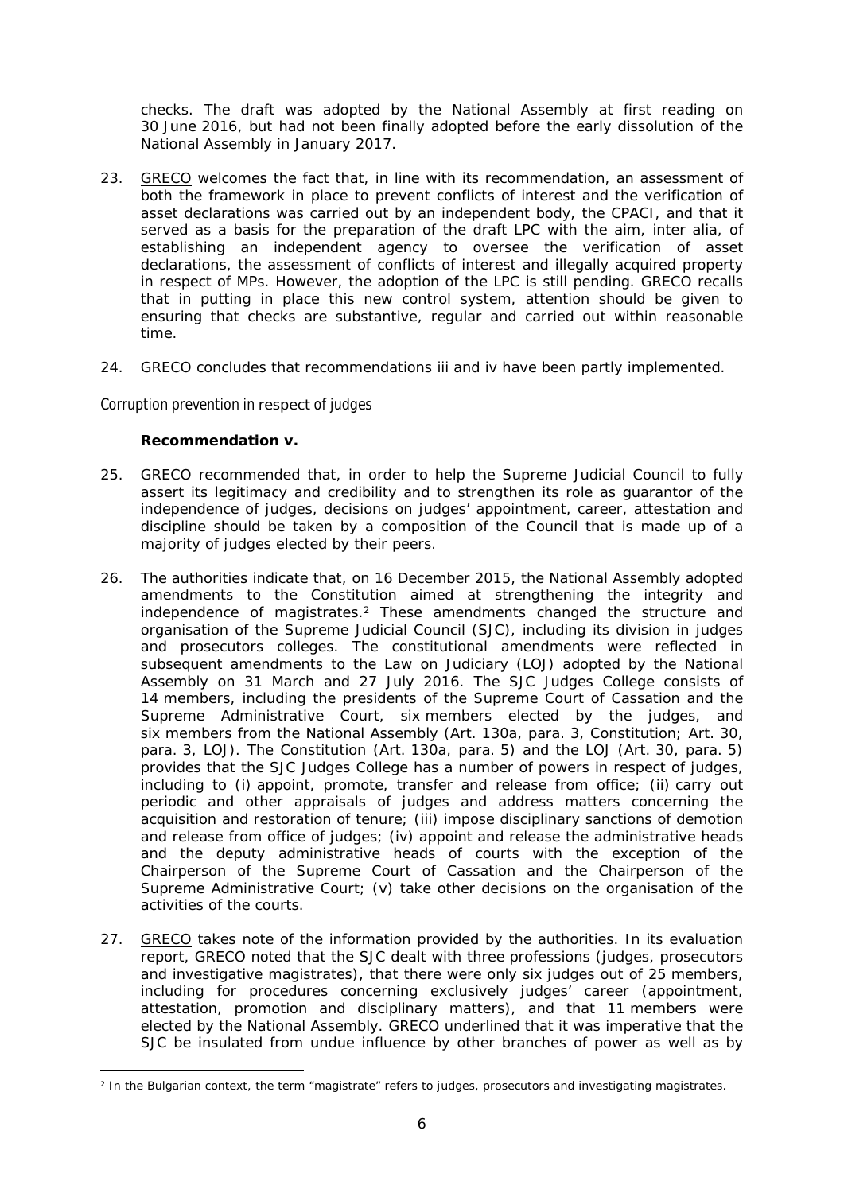checks. The draft was adopted by the National Assembly at first reading on 30 June 2016, but had not been finally adopted before the early dissolution of the National Assembly in January 2017.

23. GRECO welcomes the fact that, in line with its recommendation, an assessment of both the framework in place to prevent conflicts of interest and the verification of asset declarations was carried out by an independent body, the CPACI, and that it served as a basis for the preparation of the draft LPC with the aim, inter alia, of establishing an independent agency to oversee the verification of asset declarations, the assessment of conflicts of interest and illegally acquired property in respect of MPs. However, the adoption of the LPC is still pending. GRECO recalls that in putting in place this new control system, attention should be given to ensuring that checks are substantive, regular and carried out within reasonable time.

24. GRECO concludes that recommendations iii and iv have been partly implemented.

*Corruption prevention in respect of judges*

**Recommendation v.**

25. GRECO recommended that, in order to help the Supreme Judicial Council to fully assert its legitimacy and credibility and to strengthen its role as guarantor of the independence of judges, decisions on judges' appointment, career, attestation and discipline should be taken by a composition of the Council that is made up of a majority of judges elected by their peers.

26. The authorities indicate that, on 16 December 2015, the National Assembly adopted amendments to the Constitution aimed at strengthening the integrity and independence of magistrates.[2] These amendments changed the structure and organisation of the Supreme Judicial Council (SJC), including its division in judges and prosecutors colleges. The constitutional amendments were reflected in subsequent amendments to the Law on Judiciary (LOJ) adopted by the National Assembly on 31 March and 27 July 2016. The SJC Judges College consists of 14 members, including the presidents of the Supreme Court of Cassation and the Supreme Administrative Court, six members elected by the judges, and six members from the National Assembly (Art. 130a, para. 3, Constitution; Art. 30, para. 3, LOJ). The Constitution (Art. 130a, para. 5) and the LOJ (Art. 30, para. 5) provides that the SJC Judges College has a number of powers in respect of judges, including to (i) appoint, promote, transfer and release from office; (ii) carry out periodic and other appraisals of judges and address matters concerning the acquisition and restoration of tenure; (iii) impose disciplinary sanctions of demotion and release from office of judges; (iv) appoint and release the administrative heads and the deputy administrative heads of courts with the exception of the Chairperson of the Supreme Court of Cassation and the Chairperson of the Supreme Administrative Court; (v) take other decisions on the organisation of the activities of the courts.

27. GRECO takes note of the information provided by the authorities. In its evaluation report, GRECO noted that the SJC dealt with three professions (judges, prosecutors and investigative magistrates), that there were only six judges out of 25 members, including for procedures concerning exclusively judges' career (appointment, attestation, promotion and disciplinary matters), and that 11 members were elected by the National Assembly. GRECO underlined that it was imperative that the SJC be insulated from undue influence by other branches of power as well as by

[2] In the Bulgarian context, the term "magistrate" refers to judges, prosecutors and investigating magistrates.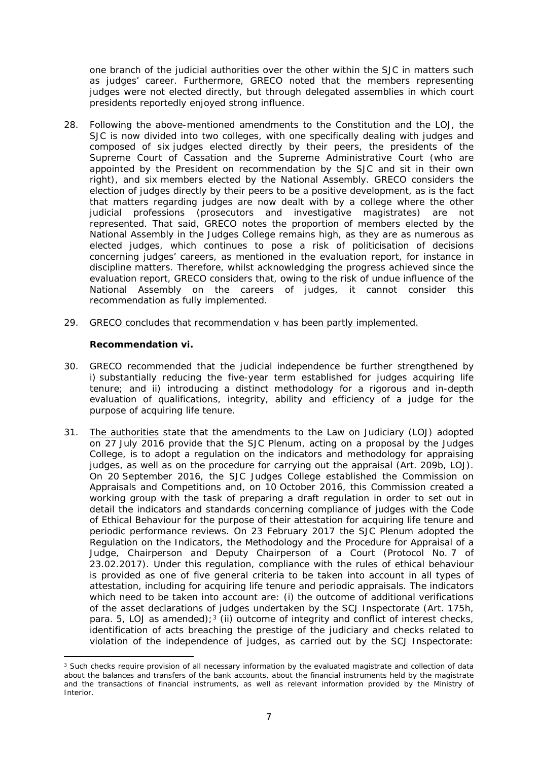one branch of the judicial authorities over the other within the SJC in matters such as judges' career. Furthermore, GRECO noted that the members representing judges were not elected directly, but through delegated assemblies in which court presidents reportedly enjoyed strong influence.

28. Following the above-mentioned amendments to the Constitution and the LOJ, the SJC is now divided into two colleges, with one specifically dealing with judges and composed of six judges elected directly by their peers, the presidents of the Supreme Court of Cassation and the Supreme Administrative Court (who are appointed by the President on recommendation by the SJC and sit in their own right), and six members elected by the National Assembly. GRECO considers the election of judges directly by their peers to be a positive development, as is the fact that matters regarding judges are now dealt with by a college where the other judicial professions (prosecutors and investigative magistrates) are not represented. That said, GRECO notes the proportion of members elected by the National Assembly in the Judges College remains high, as they are as numerous as elected judges, which continues to pose a risk of politicisation of decisions concerning judges' careers, as mentioned in the evaluation report, for instance in discipline matters. Therefore, whilst acknowledging the progress achieved since the evaluation report, GRECO considers that, owing to the risk of undue influence of the National Assembly on the careers of judges, it cannot consider this recommendation as fully implemented.

29. <u>GRECO concludes that recommendation v has been partly implemented.</u>

**Recommendation vi.**

30. GRECO recommended that the judicial independence be further strengthened by i) substantially reducing the five-year term established for judges acquiring life tenure; and ii) introducing a distinct methodology for a rigorous and in-depth evaluation of qualifications, integrity, ability and efficiency of a judge for the purpose of acquiring life tenure.

31. <u>The authorities</u> state that the amendments to the Law on Judiciary (LOJ) adopted on 27 July 2016 provide that the SJC Plenum, acting on a proposal by the Judges College, is to adopt a regulation on the indicators and methodology for appraising judges, as well as on the procedure for carrying out the appraisal (Art. 209b, LOJ). On 20 September 2016, the SJC Judges College established the Commission on Appraisals and Competitions and, on 10 October 2016, this Commission created a working group with the task of preparing a draft regulation in order to set out in detail the indicators and standards concerning compliance of judges with the Code of Ethical Behaviour for the purpose of their attestation for acquiring life tenure and periodic performance reviews. On 23 February 2017 the SJC Plenum adopted the Regulation on the Indicators, the Methodology and the Procedure for Appraisal of a Judge, Chairperson and Deputy Chairperson of a Court (Protocol No. 7 of 23.02.2017). Under this regulation, compliance with the rules of ethical behaviour is provided as one of five general criteria to be taken into account in all types of attestation, including for acquiring life tenure and periodic appraisals. The indicators which need to be taken into account are: (i) the outcome of additional verifications of the asset declarations of judges undertaken by the SCJ Inspectorate (Art. 175h, para. 5, LOJ as amended);[3] (ii) outcome of integrity and conflict of interest checks, identification of acts breaching the prestige of the judiciary and checks related to violation of the independence of judges, as carried out by the SCJ Inspectorate:

---

[3] Such checks require provision of all necessary information by the evaluated magistrate and collection of data about the balances and transfers of the bank accounts, about the financial instruments held by the magistrate and the transactions of financial instruments, as well as relevant information provided by the Ministry of Interior.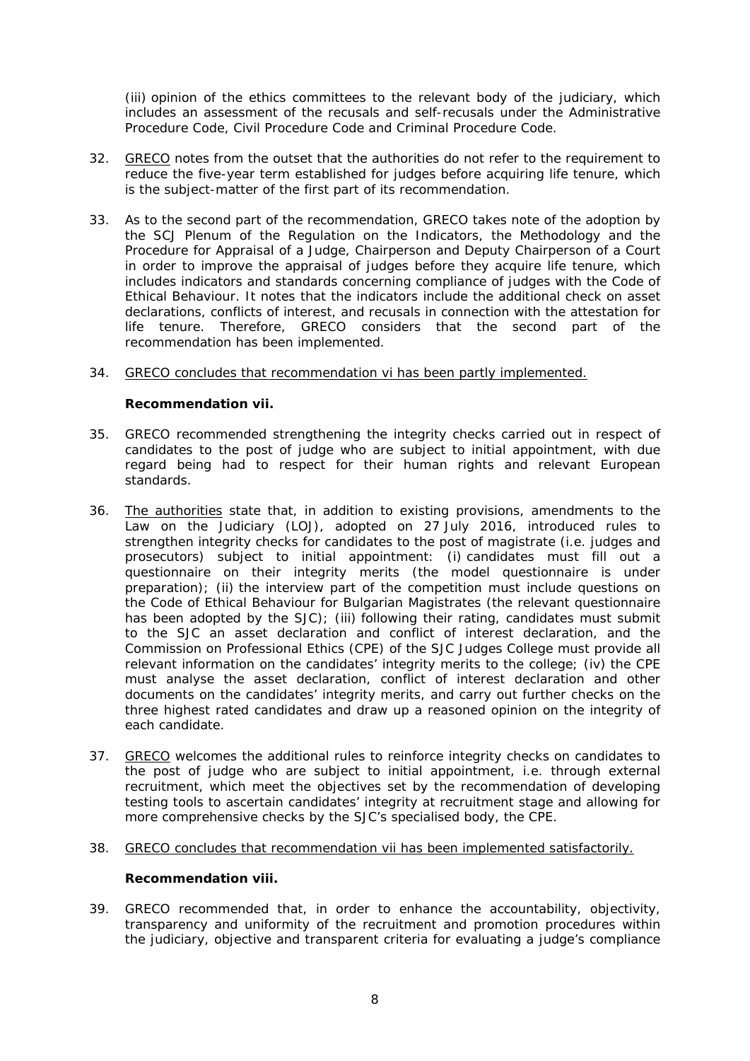(iii) opinion of the ethics committees to the relevant body of the judiciary, which includes an assessment of the recusals and self-recusals under the Administrative Procedure Code, Civil Procedure Code and Criminal Procedure Code.

32. GRECO notes from the outset that the authorities do not refer to the requirement to reduce the five-year term established for judges before acquiring life tenure, which is the subject-matter of the first part of its recommendation.

33. As to the second part of the recommendation, GRECO takes note of the adoption by the SCJ Plenum of the Regulation on the Indicators, the Methodology and the Procedure for Appraisal of a Judge, Chairperson and Deputy Chairperson of a Court in order to improve the appraisal of judges before they acquire life tenure, which includes indicators and standards concerning compliance of judges with the Code of Ethical Behaviour. It notes that the indicators include the additional check on asset declarations, conflicts of interest, and recusals in connection with the attestation for life tenure. Therefore, GRECO considers that the second part of the recommendation has been implemented.

34. GRECO concludes that recommendation vi has been partly implemented.

**Recommendation vii.**

35. GRECO recommended strengthening the integrity checks carried out in respect of candidates to the post of judge who are subject to initial appointment, with due regard being had to respect for their human rights and relevant European standards.

36. The authorities state that, in addition to existing provisions, amendments to the Law on the Judiciary (LOJ), adopted on 27 July 2016, introduced rules to strengthen integrity checks for candidates to the post of magistrate (i.e. judges and prosecutors) subject to initial appointment: (i) candidates must fill out a questionnaire on their integrity merits (the model questionnaire is under preparation); (ii) the interview part of the competition must include questions on the Code of Ethical Behaviour for Bulgarian Magistrates (the relevant questionnaire has been adopted by the SJC); (iii) following their rating, candidates must submit to the SJC an asset declaration and conflict of interest declaration, and the Commission on Professional Ethics (CPE) of the SJC Judges College must provide all relevant information on the candidates' integrity merits to the college; (iv) the CPE must analyse the asset declaration, conflict of interest declaration and other documents on the candidates' integrity merits, and carry out further checks on the three highest rated candidates and draw up a reasoned opinion on the integrity of each candidate.

37. GRECO welcomes the additional rules to reinforce integrity checks on candidates to the post of judge who are subject to initial appointment, i.e. through external recruitment, which meet the objectives set by the recommendation of developing testing tools to ascertain candidates' integrity at recruitment stage and allowing for more comprehensive checks by the SJC's specialised body, the CPE.

38. GRECO concludes that recommendation vii has been implemented satisfactorily.

**Recommendation viii.**

39. GRECO recommended that, in order to enhance the accountability, objectivity, transparency and uniformity of the recruitment and promotion procedures within the judiciary, objective and transparent criteria for evaluating a judge's compliance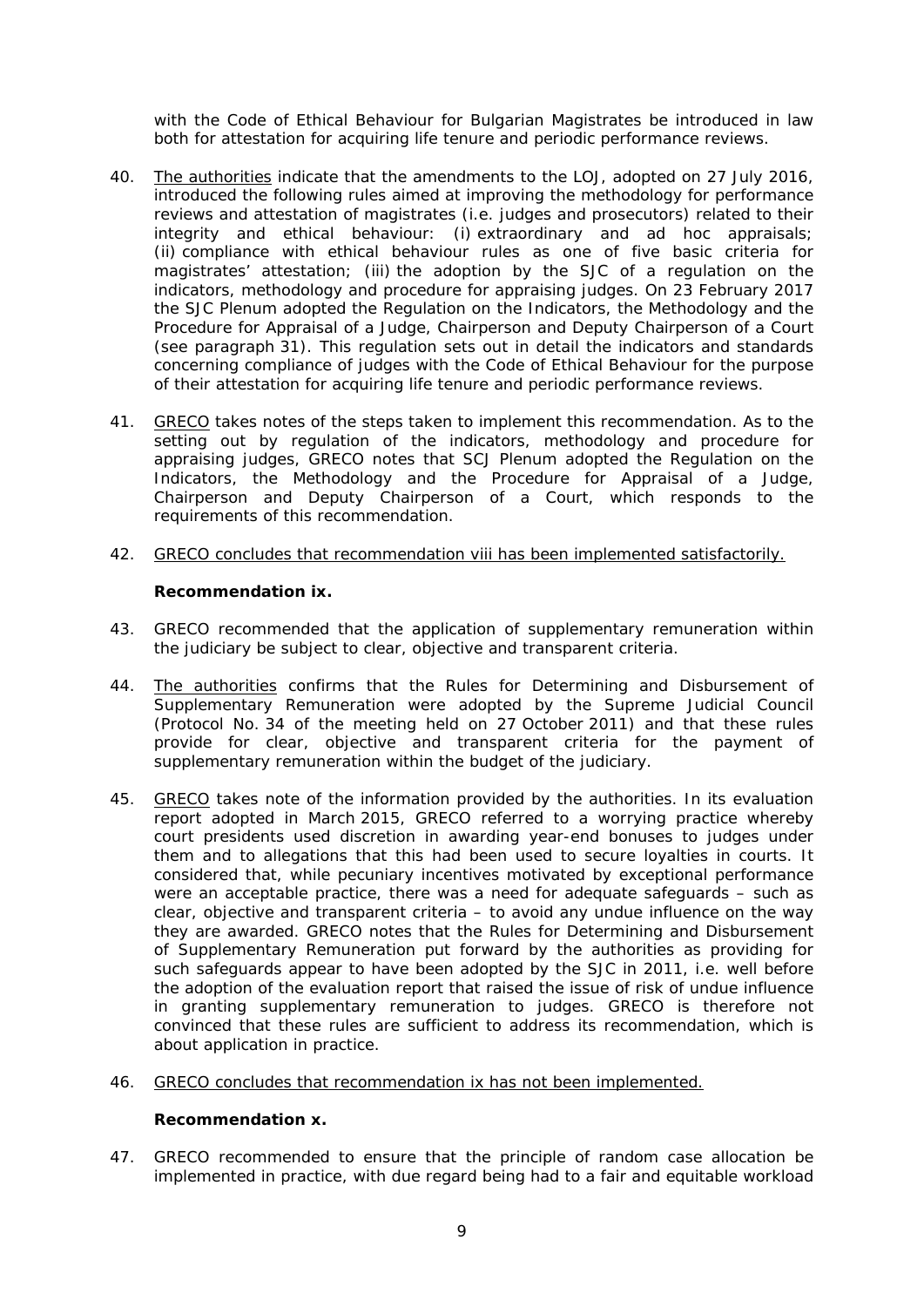with the Code of Ethical Behaviour for Bulgarian Magistrates be introduced in law both for attestation for acquiring life tenure and periodic performance reviews.

40. The authorities indicate that the amendments to the LOJ, adopted on 27 July 2016, introduced the following rules aimed at improving the methodology for performance reviews and attestation of magistrates (i.e. judges and prosecutors) related to their integrity and ethical behaviour: (i) extraordinary and ad hoc appraisals; (ii) compliance with ethical behaviour rules as one of five basic criteria for magistrates' attestation; (iii) the adoption by the SJC of a regulation on the indicators, methodology and procedure for appraising judges. On 23 February 2017 the SJC Plenum adopted the Regulation on the Indicators, the Methodology and the Procedure for Appraisal of a Judge, Chairperson and Deputy Chairperson of a Court (see paragraph 31). This regulation sets out in detail the indicators and standards concerning compliance of judges with the Code of Ethical Behaviour for the purpose of their attestation for acquiring life tenure and periodic performance reviews.

41. GRECO takes notes of the steps taken to implement this recommendation. As to the setting out by regulation of the indicators, methodology and procedure for appraising judges, GRECO notes that SCJ Plenum adopted the Regulation on the Indicators, the Methodology and the Procedure for Appraisal of a Judge, Chairperson and Deputy Chairperson of a Court, which responds to the requirements of this recommendation.

42. GRECO concludes that recommendation viii has been implemented satisfactorily.

**Recommendation ix.**

43. GRECO recommended that the application of supplementary remuneration within the judiciary be subject to clear, objective and transparent criteria.

44. The authorities confirms that the Rules for Determining and Disbursement of Supplementary Remuneration were adopted by the Supreme Judicial Council (Protocol No. 34 of the meeting held on 27 October 2011) and that these rules provide for clear, objective and transparent criteria for the payment of supplementary remuneration within the budget of the judiciary.

45. GRECO takes note of the information provided by the authorities. In its evaluation report adopted in March 2015, GRECO referred to a worrying practice whereby court presidents used discretion in awarding year-end bonuses to judges under them and to allegations that this had been used to secure loyalties in courts. It considered that, while pecuniary incentives motivated by exceptional performance were an acceptable practice, there was a need for adequate safeguards – such as clear, objective and transparent criteria – to avoid any undue influence on the way they are awarded. GRECO notes that the Rules for Determining and Disbursement of Supplementary Remuneration put forward by the authorities as providing for such safeguards appear to have been adopted by the SJC in 2011, i.e. well before the adoption of the evaluation report that raised the issue of risk of undue influence in granting supplementary remuneration to judges. GRECO is therefore not convinced that these rules are sufficient to address its recommendation, which is about application in practice.

46. GRECO concludes that recommendation ix has not been implemented.

**Recommendation x.**

47. GRECO recommended to ensure that the principle of random case allocation be implemented in practice, with due regard being had to a fair and equitable workload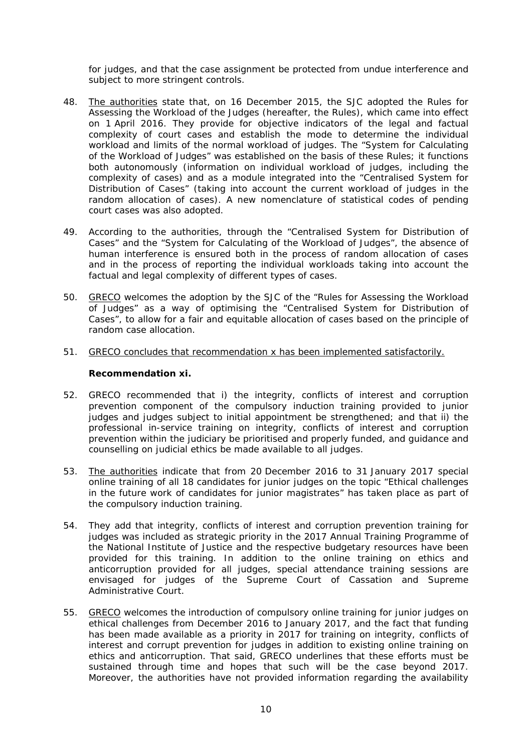for judges, and that the case assignment be protected from undue interference and subject to more stringent controls.

48. The authorities state that, on 16 December 2015, the SJC adopted the Rules for Assessing the Workload of the Judges (hereafter, the Rules), which came into effect on 1 April 2016. They provide for objective indicators of the legal and factual complexity of court cases and establish the mode to determine the individual workload and limits of the normal workload of judges. The "System for Calculating of the Workload of Judges" was established on the basis of these Rules; it functions both autonomously (information on individual workload of judges, including the complexity of cases) and as a module integrated into the "Centralised System for Distribution of Cases" (taking into account the current workload of judges in the random allocation of cases). A new nomenclature of statistical codes of pending court cases was also adopted.

49. According to the authorities, through the "Centralised System for Distribution of Cases" and the "System for Calculating of the Workload of Judges", the absence of human interference is ensured both in the process of random allocation of cases and in the process of reporting the individual workloads taking into account the factual and legal complexity of different types of cases.

50. GRECO welcomes the adoption by the SJC of the "Rules for Assessing the Workload of Judges" as a way of optimising the "Centralised System for Distribution of Cases", to allow for a fair and equitable allocation of cases based on the principle of random case allocation.

51. GRECO concludes that recommendation x has been implemented satisfactorily.

**Recommendation xi.**

52. GRECO recommended that i) the integrity, conflicts of interest and corruption prevention component of the compulsory induction training provided to junior judges and judges subject to initial appointment be strengthened; and that ii) the professional in-service training on integrity, conflicts of interest and corruption prevention within the judiciary be prioritised and properly funded, and guidance and counselling on judicial ethics be made available to all judges.

53. The authorities indicate that from 20 December 2016 to 31 January 2017 special online training of all 18 candidates for junior judges on the topic "Ethical challenges in the future work of candidates for junior magistrates" has taken place as part of the compulsory induction training.

54. They add that integrity, conflicts of interest and corruption prevention training for judges was included as strategic priority in the 2017 Annual Training Programme of the National Institute of Justice and the respective budgetary resources have been provided for this training. In addition to the online training on ethics and anticorruption provided for all judges, special attendance training sessions are envisaged for judges of the Supreme Court of Cassation and Supreme Administrative Court.

55. GRECO welcomes the introduction of compulsory online training for junior judges on ethical challenges from December 2016 to January 2017, and the fact that funding has been made available as a priority in 2017 for training on integrity, conflicts of interest and corrupt prevention for judges in addition to existing online training on ethics and anticorruption. That said, GRECO underlines that these efforts must be sustained through time and hopes that such will be the case beyond 2017. Moreover, the authorities have not provided information regarding the availability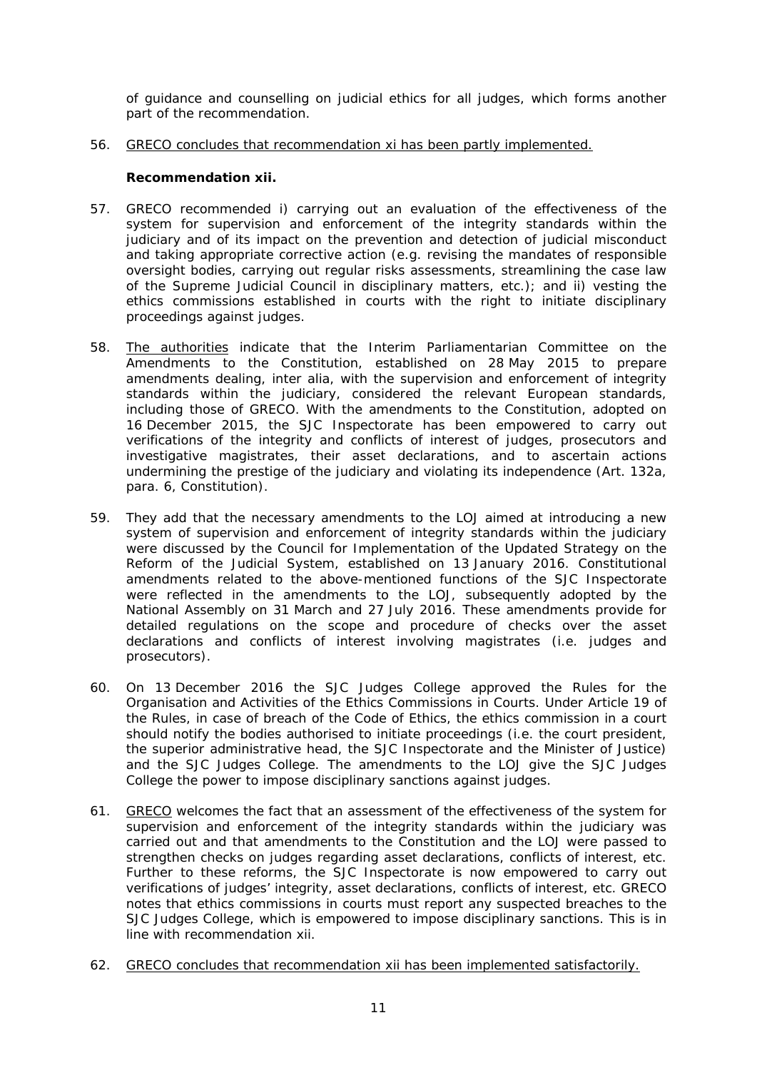of guidance and counselling on judicial ethics for all judges, which forms another part of the recommendation.

56. GRECO concludes that recommendation xi has been partly implemented.

**Recommendation xii.**

57. GRECO recommended i) carrying out an evaluation of the effectiveness of the system for supervision and enforcement of the integrity standards within the judiciary and of its impact on the prevention and detection of judicial misconduct and taking appropriate corrective action (e.g. revising the mandates of responsible oversight bodies, carrying out regular risks assessments, streamlining the case law of the Supreme Judicial Council in disciplinary matters, etc.); and ii) vesting the ethics commissions established in courts with the right to initiate disciplinary proceedings against judges.

58. The authorities indicate that the Interim Parliamentarian Committee on the Amendments to the Constitution, established on 28 May 2015 to prepare amendments dealing, inter alia, with the supervision and enforcement of integrity standards within the judiciary, considered the relevant European standards, including those of GRECO. With the amendments to the Constitution, adopted on 16 December 2015, the SJC Inspectorate has been empowered to carry out verifications of the integrity and conflicts of interest of judges, prosecutors and investigative magistrates, their asset declarations, and to ascertain actions undermining the prestige of the judiciary and violating its independence (Art. 132a, para. 6, Constitution).

59. They add that the necessary amendments to the LOJ aimed at introducing a new system of supervision and enforcement of integrity standards within the judiciary were discussed by the Council for Implementation of the Updated Strategy on the Reform of the Judicial System, established on 13 January 2016. Constitutional amendments related to the above-mentioned functions of the SJC Inspectorate were reflected in the amendments to the LOJ, subsequently adopted by the National Assembly on 31 March and 27 July 2016. These amendments provide for detailed regulations on the scope and procedure of checks over the asset declarations and conflicts of interest involving magistrates (i.e. judges and prosecutors).

60. On 13 December 2016 the SJC Judges College approved the Rules for the Organisation and Activities of the Ethics Commissions in Courts. Under Article 19 of the Rules, in case of breach of the Code of Ethics, the ethics commission in a court should notify the bodies authorised to initiate proceedings (i.e. the court president, the superior administrative head, the SJC Inspectorate and the Minister of Justice) and the SJC Judges College. The amendments to the LOJ give the SJC Judges College the power to impose disciplinary sanctions against judges.

61. GRECO welcomes the fact that an assessment of the effectiveness of the system for supervision and enforcement of the integrity standards within the judiciary was carried out and that amendments to the Constitution and the LOJ were passed to strengthen checks on judges regarding asset declarations, conflicts of interest, etc. Further to these reforms, the SJC Inspectorate is now empowered to carry out verifications of judges' integrity, asset declarations, conflicts of interest, etc. GRECO notes that ethics commissions in courts must report any suspected breaches to the SJC Judges College, which is empowered to impose disciplinary sanctions. This is in line with recommendation xii.

62. GRECO concludes that recommendation xii has been implemented satisfactorily.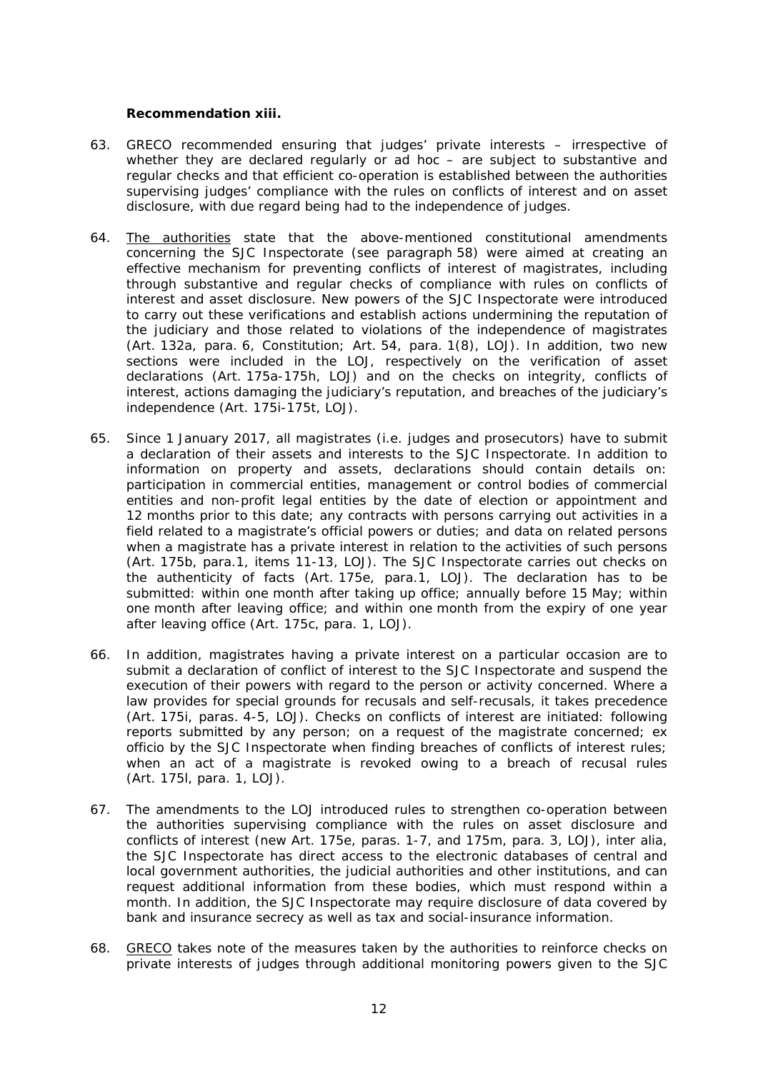**Recommendation xiii.**

63. GRECO recommended ensuring that judges' private interests – irrespective of whether they are declared regularly or ad hoc – are subject to substantive and regular checks and that efficient co-operation is established between the authorities supervising judges' compliance with the rules on conflicts of interest and on asset disclosure, with due regard being had to the independence of judges.

64. The authorities state that the above-mentioned constitutional amendments concerning the SJC Inspectorate (see paragraph 58) were aimed at creating an effective mechanism for preventing conflicts of interest of magistrates, including through substantive and regular checks of compliance with rules on conflicts of interest and asset disclosure. New powers of the SJC Inspectorate were introduced to carry out these verifications and establish actions undermining the reputation of the judiciary and those related to violations of the independence of magistrates (Art. 132a, para. 6, Constitution; Art. 54, para. 1(8), LOJ). In addition, two new sections were included in the LOJ, respectively on the verification of asset declarations (Art. 175a-175h, LOJ) and on the checks on integrity, conflicts of interest, actions damaging the judiciary's reputation, and breaches of the judiciary's independence (Art. 175i-175t, LOJ).

65. Since 1 January 2017, all magistrates (i.e. judges and prosecutors) have to submit a declaration of their assets and interests to the SJC Inspectorate. In addition to information on property and assets, declarations should contain details on: participation in commercial entities, management or control bodies of commercial entities and non-profit legal entities by the date of election or appointment and 12 months prior to this date; any contracts with persons carrying out activities in a field related to a magistrate's official powers or duties; and data on related persons when a magistrate has a private interest in relation to the activities of such persons (Art. 175b, para.1, items 11-13, LOJ). The SJC Inspectorate carries out checks on the authenticity of facts (Art. 175e, para.1, LOJ). The declaration has to be submitted: within one month after taking up office; annually before 15 May; within one month after leaving office; and within one month from the expiry of one year after leaving office (Art. 175c, para. 1, LOJ).

66. In addition, magistrates having a private interest on a particular occasion are to submit a declaration of conflict of interest to the SJC Inspectorate and suspend the execution of their powers with regard to the person or activity concerned. Where a law provides for special grounds for recusals and self-recusals, it takes precedence (Art. 175i, paras. 4-5, LOJ). Checks on conflicts of interest are initiated: following reports submitted by any person; on a request of the magistrate concerned; ex officio by the SJC Inspectorate when finding breaches of conflicts of interest rules; when an act of a magistrate is revoked owing to a breach of recusal rules (Art. 175l, para. 1, LOJ).

67. The amendments to the LOJ introduced rules to strengthen co-operation between the authorities supervising compliance with the rules on asset disclosure and conflicts of interest (new Art. 175e, paras. 1-7, and 175m, para. 3, LOJ), inter alia, the SJC Inspectorate has direct access to the electronic databases of central and local government authorities, the judicial authorities and other institutions, and can request additional information from these bodies, which must respond within a month. In addition, the SJC Inspectorate may require disclosure of data covered by bank and insurance secrecy as well as tax and social-insurance information.

68. GRECO takes note of the measures taken by the authorities to reinforce checks on private interests of judges through additional monitoring powers given to the SJC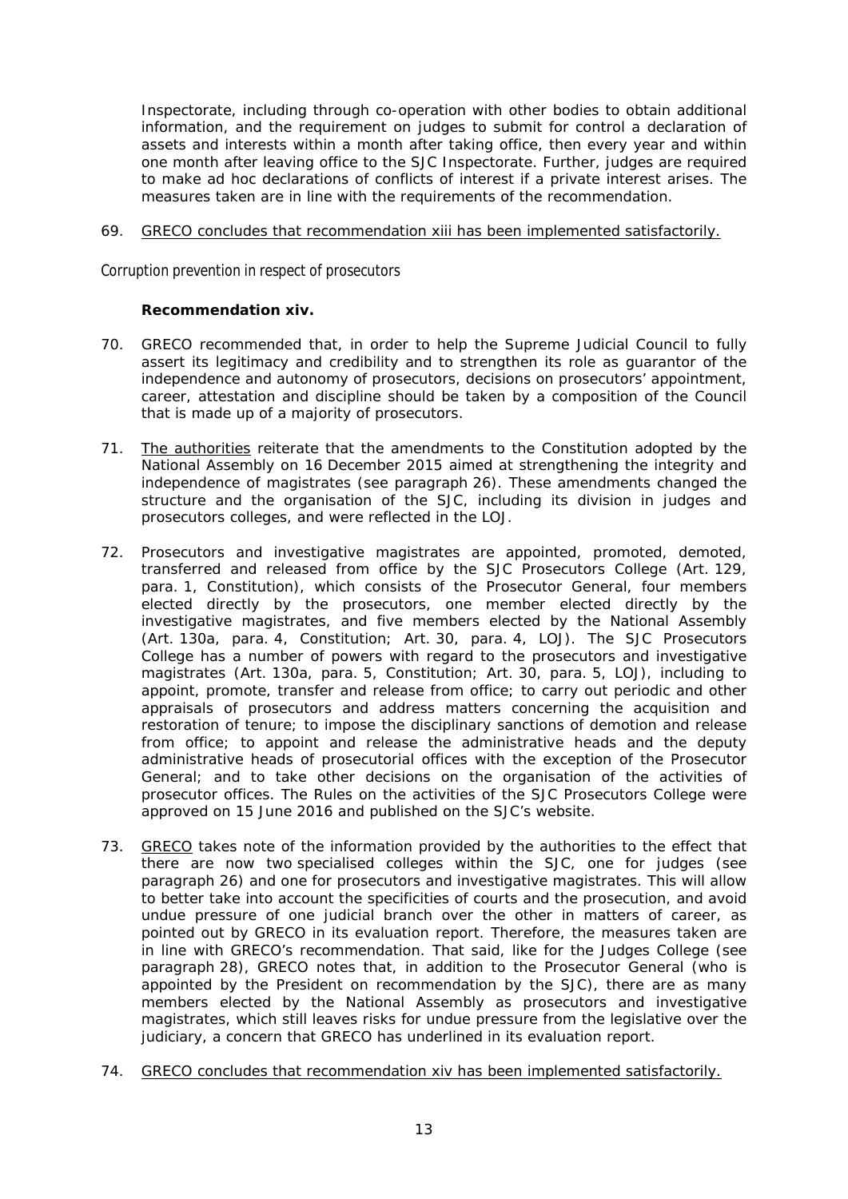Inspectorate, including through co-operation with other bodies to obtain additional information, and the requirement on judges to submit for control a declaration of assets and interests within a month after taking office, then every year and within one month after leaving office to the SJC Inspectorate. Further, judges are required to make ad hoc declarations of conflicts of interest if a private interest arises. The measures taken are in line with the requirements of the recommendation.

69. GRECO concludes that recommendation xiii has been implemented satisfactorily.

*Corruption prevention in respect of prosecutors*

**Recommendation xiv.**

70. GRECO recommended that, in order to help the Supreme Judicial Council to fully assert its legitimacy and credibility and to strengthen its role as guarantor of the independence and autonomy of prosecutors, decisions on prosecutors' appointment, career, attestation and discipline should be taken by a composition of the Council that is made up of a majority of prosecutors.

71. The authorities reiterate that the amendments to the Constitution adopted by the National Assembly on 16 December 2015 aimed at strengthening the integrity and independence of magistrates (see paragraph 26). These amendments changed the structure and the organisation of the SJC, including its division in judges and prosecutors colleges, and were reflected in the LOJ.

72. Prosecutors and investigative magistrates are appointed, promoted, demoted, transferred and released from office by the SJC Prosecutors College (Art. 129, para. 1, Constitution), which consists of the Prosecutor General, four members elected directly by the prosecutors, one member elected directly by the investigative magistrates, and five members elected by the National Assembly (Art. 130a, para. 4, Constitution; Art. 30, para. 4, LOJ). The SJC Prosecutors College has a number of powers with regard to the prosecutors and investigative magistrates (Art. 130a, para. 5, Constitution; Art. 30, para. 5, LOJ), including to appoint, promote, transfer and release from office; to carry out periodic and other appraisals of prosecutors and address matters concerning the acquisition and restoration of tenure; to impose the disciplinary sanctions of demotion and release from office; to appoint and release the administrative heads and the deputy administrative heads of prosecutorial offices with the exception of the Prosecutor General; and to take other decisions on the organisation of the activities of prosecutor offices. The Rules on the activities of the SJC Prosecutors College were approved on 15 June 2016 and published on the SJC's website.

73. GRECO takes note of the information provided by the authorities to the effect that there are now two specialised colleges within the SJC, one for judges (see paragraph 26) and one for prosecutors and investigative magistrates. This will allow to better take into account the specificities of courts and the prosecution, and avoid undue pressure of one judicial branch over the other in matters of career, as pointed out by GRECO in its evaluation report. Therefore, the measures taken are in line with GRECO's recommendation. That said, like for the Judges College (see paragraph 28), GRECO notes that, in addition to the Prosecutor General (who is appointed by the President on recommendation by the SJC), there are as many members elected by the National Assembly as prosecutors and investigative magistrates, which still leaves risks for undue pressure from the legislative over the judiciary, a concern that GRECO has underlined in its evaluation report.

74. GRECO concludes that recommendation xiv has been implemented satisfactorily.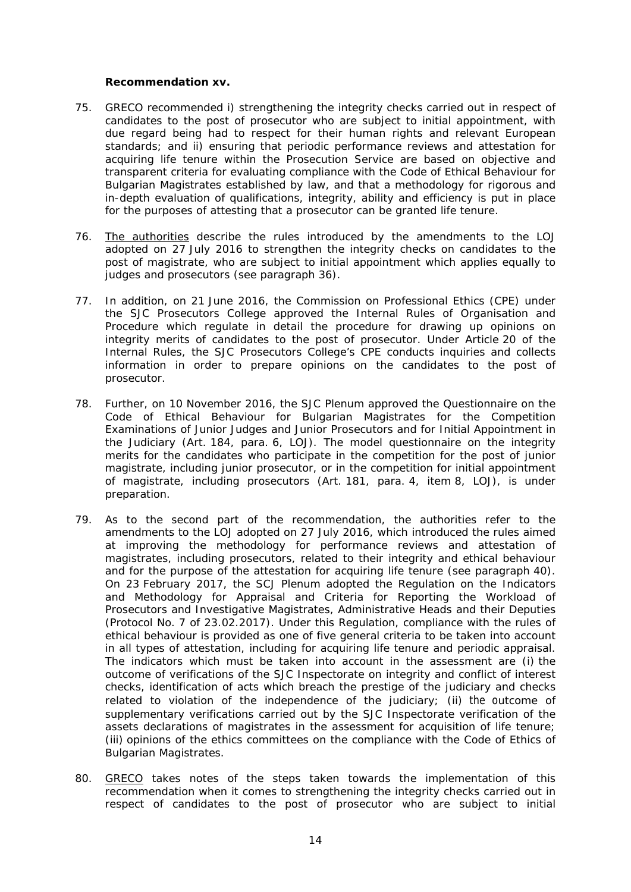**Recommendation xv.**

75. GRECO recommended i) strengthening the integrity checks carried out in respect of candidates to the post of prosecutor who are subject to initial appointment, with due regard being had to respect for their human rights and relevant European standards; and ii) ensuring that periodic performance reviews and attestation for acquiring life tenure within the Prosecution Service are based on objective and transparent criteria for evaluating compliance with the Code of Ethical Behaviour for Bulgarian Magistrates established by law, and that a methodology for rigorous and in-depth evaluation of qualifications, integrity, ability and efficiency is put in place for the purposes of attesting that a prosecutor can be granted life tenure.

76. The authorities describe the rules introduced by the amendments to the LOJ adopted on 27 July 2016 to strengthen the integrity checks on candidates to the post of magistrate, who are subject to initial appointment which applies equally to judges and prosecutors (see paragraph 36).

77. In addition, on 21 June 2016, the Commission on Professional Ethics (CPE) under the SJC Prosecutors College approved the Internal Rules of Organisation and Procedure which regulate in detail the procedure for drawing up opinions on integrity merits of candidates to the post of prosecutor. Under Article 20 of the Internal Rules, the SJC Prosecutors College's CPE conducts inquiries and collects information in order to prepare opinions on the candidates to the post of prosecutor.

78. Further, on 10 November 2016, the SJC Plenum approved the Questionnaire on the Code of Ethical Behaviour for Bulgarian Magistrates for the Competition Examinations of Junior Judges and Junior Prosecutors and for Initial Appointment in the Judiciary (Art. 184, para. 6, LOJ). The model questionnaire on the integrity merits for the candidates who participate in the competition for the post of junior magistrate, including junior prosecutor, or in the competition for initial appointment of magistrate, including prosecutors (Art. 181, para. 4, item 8, LOJ), is under preparation.

79. As to the second part of the recommendation, the authorities refer to the amendments to the LOJ adopted on 27 July 2016, which introduced the rules aimed at improving the methodology for performance reviews and attestation of magistrates, including prosecutors, related to their integrity and ethical behaviour and for the purpose of the attestation for acquiring life tenure (see paragraph 40). On 23 February 2017, the SCJ Plenum adopted the Regulation on the Indicators and Methodology for Appraisal and Criteria for Reporting the Workload of Prosecutors and Investigative Magistrates, Administrative Heads and their Deputies (Protocol No. 7 of 23.02.2017). Under this Regulation, compliance with the rules of ethical behaviour is provided as one of five general criteria to be taken into account in all types of attestation, including for acquiring life tenure and periodic appraisal. The indicators which must be taken into account in the assessment are (i) the outcome of verifications of the SJC Inspectorate on integrity and conflict of interest checks, identification of acts which breach the prestige of the judiciary and checks related to violation of the independence of the judiciary; (ii) the outcome of supplementary verifications carried out by the SJC Inspectorate verification of the assets declarations of magistrates in the assessment for acquisition of life tenure; (iii) opinions of the ethics committees on the compliance with the Code of Ethics of Bulgarian Magistrates.

80. GRECO takes notes of the steps taken towards the implementation of this recommendation when it comes to strengthening the integrity checks carried out in respect of candidates to the post of prosecutor who are subject to initial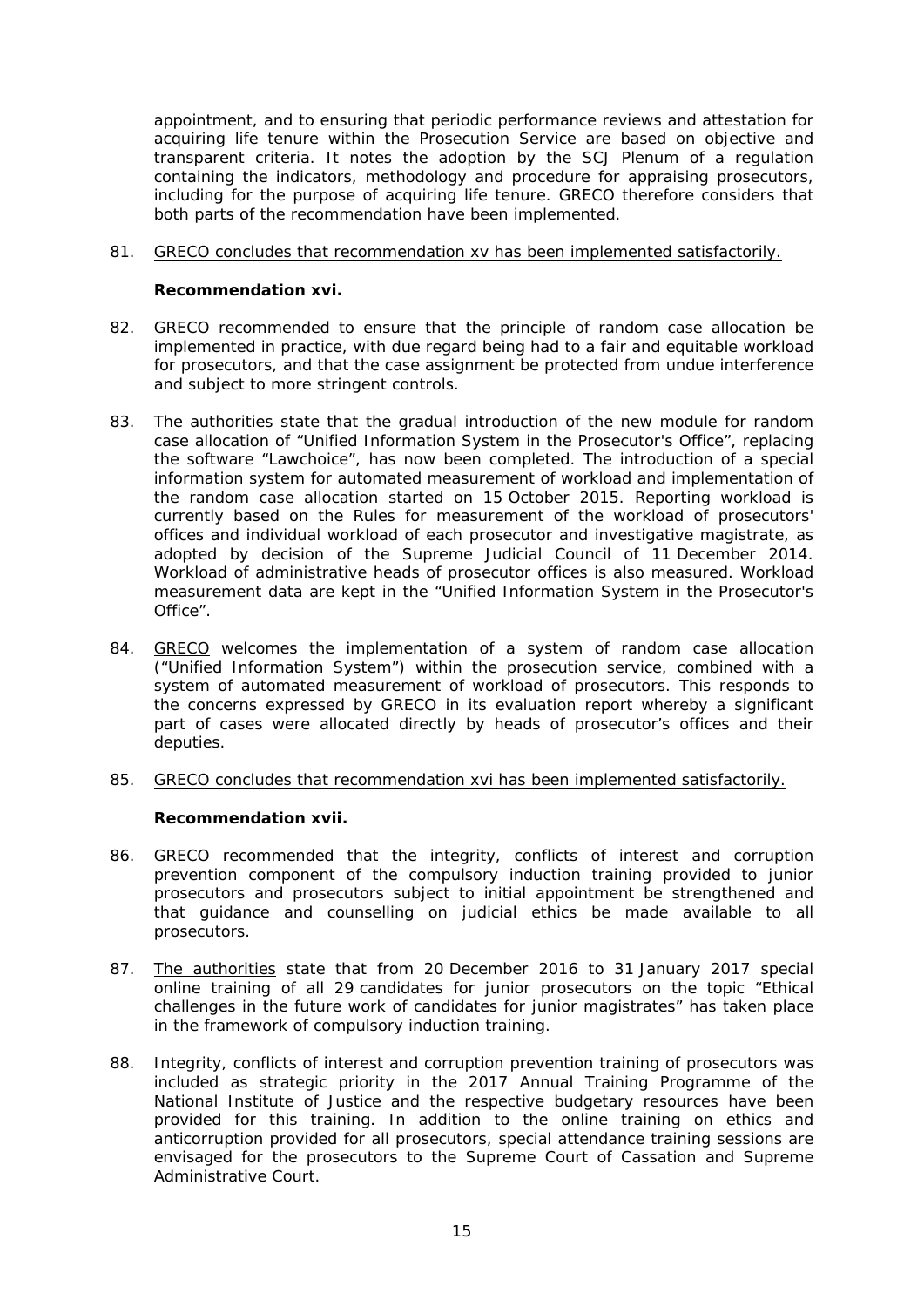appointment, and to ensuring that periodic performance reviews and attestation for acquiring life tenure within the Prosecution Service are based on objective and transparent criteria. It notes the adoption by the SCJ Plenum of a regulation containing the indicators, methodology and procedure for appraising prosecutors, including for the purpose of acquiring life tenure. GRECO therefore considers that both parts of the recommendation have been implemented.

81. GRECO concludes that recommendation xv has been implemented satisfactorily.

**Recommendation xvi.**

82. GRECO recommended to ensure that the principle of random case allocation be implemented in practice, with due regard being had to a fair and equitable workload for prosecutors, and that the case assignment be protected from undue interference and subject to more stringent controls.

83. The authorities state that the gradual introduction of the new module for random case allocation of "Unified Information System in the Prosecutor's Office", replacing the software "Lawchoice", has now been completed. The introduction of a special information system for automated measurement of workload and implementation of the random case allocation started on 15 October 2015. Reporting workload is currently based on the Rules for measurement of the workload of prosecutors' offices and individual workload of each prosecutor and investigative magistrate, as adopted by decision of the Supreme Judicial Council of 11 December 2014. Workload of administrative heads of prosecutor offices is also measured. Workload measurement data are kept in the "Unified Information System in the Prosecutor's Office".

84. GRECO welcomes the implementation of a system of random case allocation ("Unified Information System") within the prosecution service, combined with a system of automated measurement of workload of prosecutors. This responds to the concerns expressed by GRECO in its evaluation report whereby a significant part of cases were allocated directly by heads of prosecutor's offices and their deputies.

85. GRECO concludes that recommendation xvi has been implemented satisfactorily.

**Recommendation xvii.**

86. GRECO recommended that the integrity, conflicts of interest and corruption prevention component of the compulsory induction training provided to junior prosecutors and prosecutors subject to initial appointment be strengthened and that guidance and counselling on judicial ethics be made available to all prosecutors.

87. The authorities state that from 20 December 2016 to 31 January 2017 special online training of all 29 candidates for junior prosecutors on the topic "Ethical challenges in the future work of candidates for junior magistrates" has taken place in the framework of compulsory induction training.

88. Integrity, conflicts of interest and corruption prevention training of prosecutors was included as strategic priority in the 2017 Annual Training Programme of the National Institute of Justice and the respective budgetary resources have been provided for this training. In addition to the online training on ethics and anticorruption provided for all prosecutors, special attendance training sessions are envisaged for the prosecutors to the Supreme Court of Cassation and Supreme Administrative Court.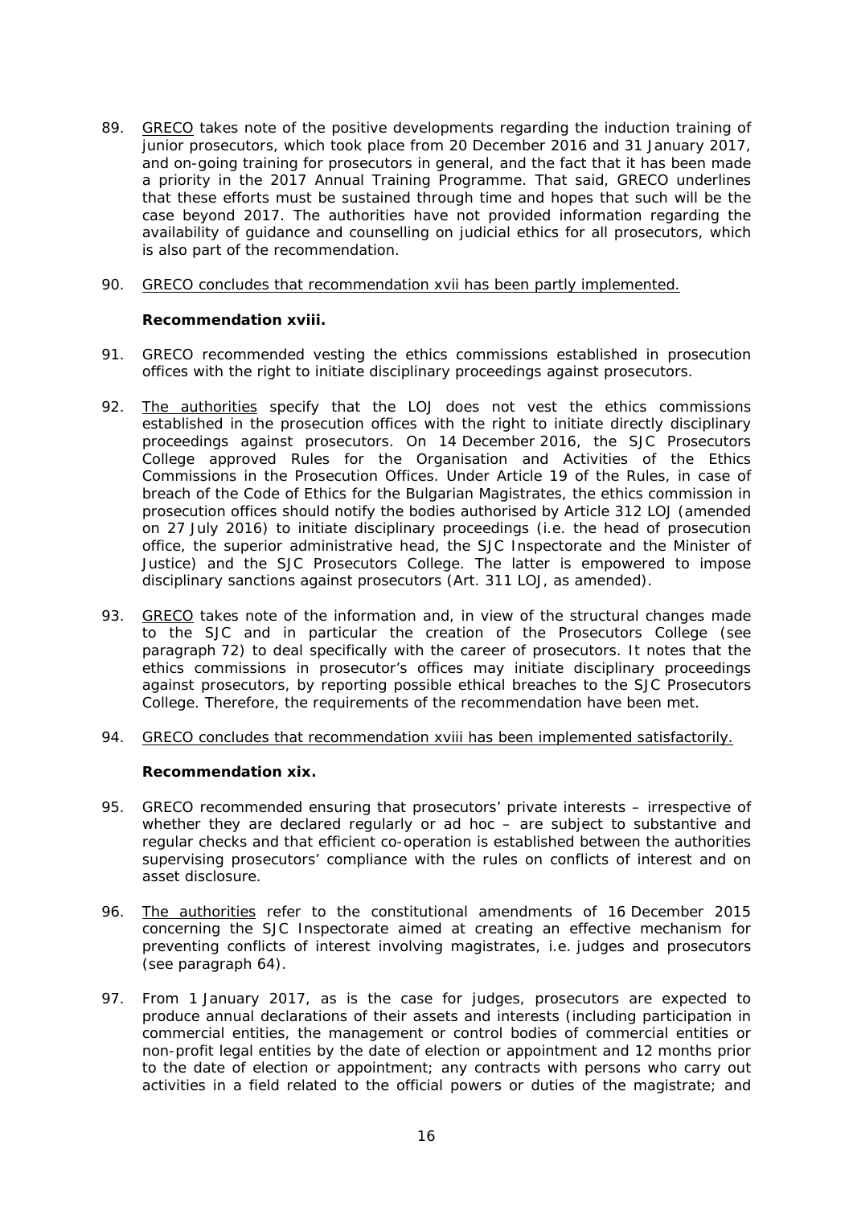89. GRECO takes note of the positive developments regarding the induction training of junior prosecutors, which took place from 20 December 2016 and 31 January 2017, and on-going training for prosecutors in general, and the fact that it has been made a priority in the 2017 Annual Training Programme. That said, GRECO underlines that these efforts must be sustained through time and hopes that such will be the case beyond 2017. The authorities have not provided information regarding the availability of guidance and counselling on judicial ethics for all prosecutors, which is also part of the recommendation.

90. GRECO concludes that recommendation xvii has been partly implemented.

**Recommendation xviii.**

91. GRECO recommended vesting the ethics commissions established in prosecution offices with the right to initiate disciplinary proceedings against prosecutors.

92. The authorities specify that the LOJ does not vest the ethics commissions established in the prosecution offices with the right to initiate directly disciplinary proceedings against prosecutors. On 14 December 2016, the SJC Prosecutors College approved Rules for the Organisation and Activities of the Ethics Commissions in the Prosecution Offices. Under Article 19 of the Rules, in case of breach of the Code of Ethics for the Bulgarian Magistrates, the ethics commission in prosecution offices should notify the bodies authorised by Article 312 LOJ (amended on 27 July 2016) to initiate disciplinary proceedings (i.e. the head of prosecution office, the superior administrative head, the SJC Inspectorate and the Minister of Justice) and the SJC Prosecutors College. The latter is empowered to impose disciplinary sanctions against prosecutors (Art. 311 LOJ, as amended).

93. GRECO takes note of the information and, in view of the structural changes made to the SJC and in particular the creation of the Prosecutors College (see paragraph 72) to deal specifically with the career of prosecutors. It notes that the ethics commissions in prosecutor's offices may initiate disciplinary proceedings against prosecutors, by reporting possible ethical breaches to the SJC Prosecutors College. Therefore, the requirements of the recommendation have been met.

94. GRECO concludes that recommendation xviii has been implemented satisfactorily.

**Recommendation xix.**

95. GRECO recommended ensuring that prosecutors' private interests – irrespective of whether they are declared regularly or ad hoc – are subject to substantive and regular checks and that efficient co-operation is established between the authorities supervising prosecutors' compliance with the rules on conflicts of interest and on asset disclosure.

96. The authorities refer to the constitutional amendments of 16 December 2015 concerning the SJC Inspectorate aimed at creating an effective mechanism for preventing conflicts of interest involving magistrates, i.e. judges and prosecutors (see paragraph 64).

97. From 1 January 2017, as is the case for judges, prosecutors are expected to produce annual declarations of their assets and interests (including participation in commercial entities, the management or control bodies of commercial entities or non-profit legal entities by the date of election or appointment and 12 months prior to the date of election or appointment; any contracts with persons who carry out activities in a field related to the official powers or duties of the magistrate; and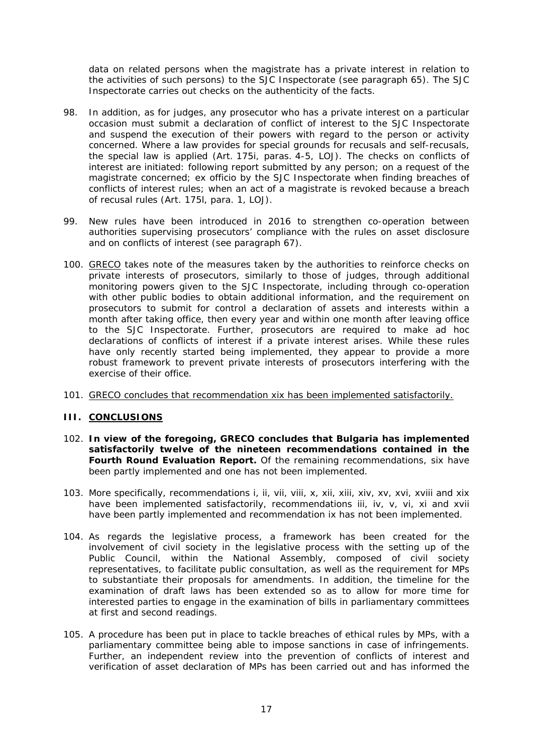data on related persons when the magistrate has a private interest in relation to the activities of such persons) to the SJC Inspectorate (see paragraph 65). The SJC Inspectorate carries out checks on the authenticity of the facts.

98. In addition, as for judges, any prosecutor who has a private interest on a particular occasion must submit a declaration of conflict of interest to the SJC Inspectorate and suspend the execution of their powers with regard to the person or activity concerned. Where a law provides for special grounds for recusals and self-recusals, the special law is applied (Art. 175i, paras. 4-5, LOJ). The checks on conflicts of interest are initiated: following report submitted by any person; on a request of the magistrate concerned; ex officio by the SJC Inspectorate when finding breaches of conflicts of interest rules; when an act of a magistrate is revoked because a breach of recusal rules (Art. 175l, para. 1, LOJ).

99. New rules have been introduced in 2016 to strengthen co-operation between authorities supervising prosecutors' compliance with the rules on asset disclosure and on conflicts of interest (see paragraph 67).

100. GRECO takes note of the measures taken by the authorities to reinforce checks on private interests of prosecutors, similarly to those of judges, through additional monitoring powers given to the SJC Inspectorate, including through co-operation with other public bodies to obtain additional information, and the requirement on prosecutors to submit for control a declaration of assets and interests within a month after taking office, then every year and within one month after leaving office to the SJC Inspectorate. Further, prosecutors are required to make ad hoc declarations of conflicts of interest if a private interest arises. While these rules have only recently started being implemented, they appear to provide a more robust framework to prevent private interests of prosecutors interfering with the exercise of their office.

101. GRECO concludes that recommendation xix has been implemented satisfactorily.

## III. CONCLUSIONS

102. **In view of the foregoing, GRECO concludes that Bulgaria has implemented satisfactorily twelve of the nineteen recommendations contained in the Fourth Round Evaluation Report.** Of the remaining recommendations, six have been partly implemented and one has not been implemented.

103. More specifically, recommendations i, ii, vii, viii, x, xii, xiii, xiv, xv, xvi, xviii and xix have been implemented satisfactorily, recommendations iii, iv, v, vi, xi and xvii have been partly implemented and recommendation ix has not been implemented.

104. As regards the legislative process, a framework has been created for the involvement of civil society in the legislative process with the setting up of the Public Council, within the National Assembly, composed of civil society representatives, to facilitate public consultation, as well as the requirement for MPs to substantiate their proposals for amendments. In addition, the timeline for the examination of draft laws has been extended so as to allow for more time for interested parties to engage in the examination of bills in parliamentary committees at first and second readings.

105. A procedure has been put in place to tackle breaches of ethical rules by MPs, with a parliamentary committee being able to impose sanctions in case of infringements. Further, an independent review into the prevention of conflicts of interest and verification of asset declaration of MPs has been carried out and has informed the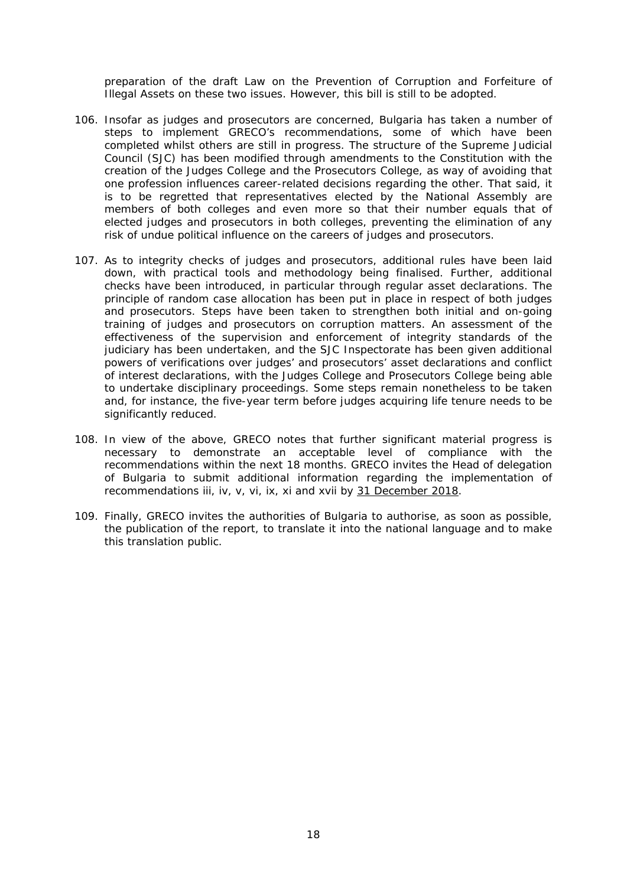preparation of the draft Law on the Prevention of Corruption and Forfeiture of Illegal Assets on these two issues. However, this bill is still to be adopted.

106. Insofar as judges and prosecutors are concerned, Bulgaria has taken a number of steps to implement GRECO's recommendations, some of which have been completed whilst others are still in progress. The structure of the Supreme Judicial Council (SJC) has been modified through amendments to the Constitution with the creation of the Judges College and the Prosecutors College, as way of avoiding that one profession influences career-related decisions regarding the other. That said, it is to be regretted that representatives elected by the National Assembly are members of both colleges and even more so that their number equals that of elected judges and prosecutors in both colleges, preventing the elimination of any risk of undue political influence on the careers of judges and prosecutors.

107. As to integrity checks of judges and prosecutors, additional rules have been laid down, with practical tools and methodology being finalised. Further, additional checks have been introduced, in particular through regular asset declarations. The principle of random case allocation has been put in place in respect of both judges and prosecutors. Steps have been taken to strengthen both initial and on-going training of judges and prosecutors on corruption matters. An assessment of the effectiveness of the supervision and enforcement of integrity standards of the judiciary has been undertaken, and the SJC Inspectorate has been given additional powers of verifications over judges' and prosecutors' asset declarations and conflict of interest declarations, with the Judges College and Prosecutors College being able to undertake disciplinary proceedings. Some steps remain nonetheless to be taken and, for instance, the five-year term before judges acquiring life tenure needs to be significantly reduced.

108. In view of the above, GRECO notes that further significant material progress is necessary to demonstrate an acceptable level of compliance with the recommendations within the next 18 months. GRECO invites the Head of delegation of Bulgaria to submit additional information regarding the implementation of recommendations iii, iv, v, vi, ix, xi and xvii by 31 December 2018.

109. Finally, GRECO invites the authorities of Bulgaria to authorise, as soon as possible, the publication of the report, to translate it into the national language and to make this translation public.